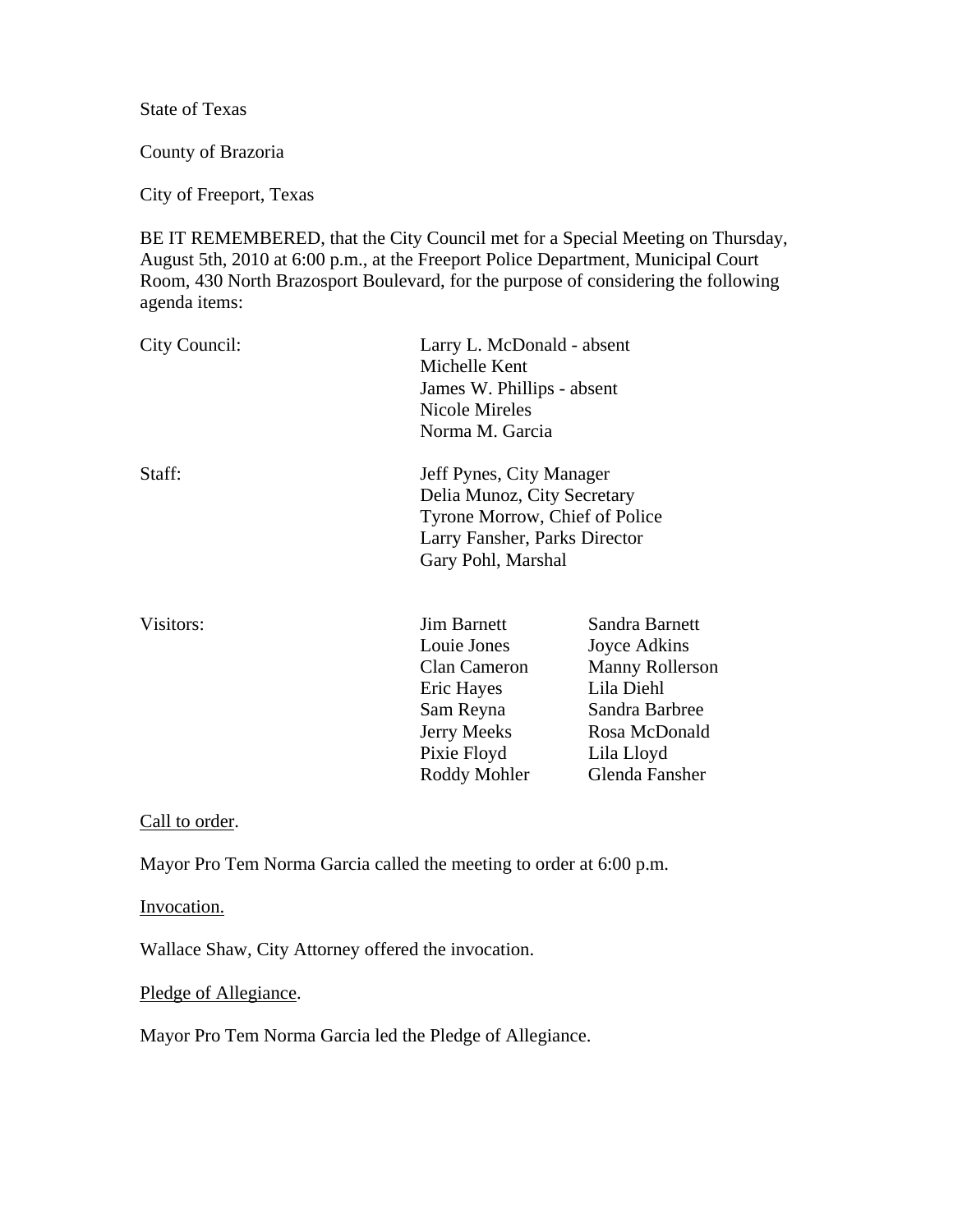State of Texas

County of Brazoria

City of Freeport, Texas

BE IT REMEMBERED, that the City Council met for a Special Meeting on Thursday, August 5th, 2010 at 6:00 p.m., at the Freeport Police Department, Municipal Court Room, 430 North Brazosport Boulevard, for the purpose of considering the following agenda items:

| | | |
|---|---|---|
| City Council: | Larry L. McDonald - absent | |
| | Michelle Kent | |
| | James W. Phillips - absent | |
| | Nicole Mireles | |
| | Norma M. Garcia | |
| Staff: | Jeff Pynes, City Manager | |
| | Delia Munoz, City Secretary | |
| | Tyrone Morrow, Chief of Police | |
| | Larry Fansher, Parks Director | |
| | Gary Pohl, Marshal | |
| Visitors: | Jim Barnett | Sandra Barnett |
| | Louie Jones | Joyce Adkins |
| | Clan Cameron | Manny Rollerson |
| | Eric Hayes | Lila Diehl |
| | Sam Reyna | Sandra Barbree |
| | Jerry Meeks | Rosa McDonald |
| | Pixie Floyd | Lila Lloyd |
| | Roddy Mohler | Glenda Fansher |

Call to order.

Mayor Pro Tem Norma Garcia called the meeting to order at 6:00 p.m.

Invocation.

Wallace Shaw, City Attorney offered the invocation.

Pledge of Allegiance.

Mayor Pro Tem Norma Garcia led the Pledge of Allegiance.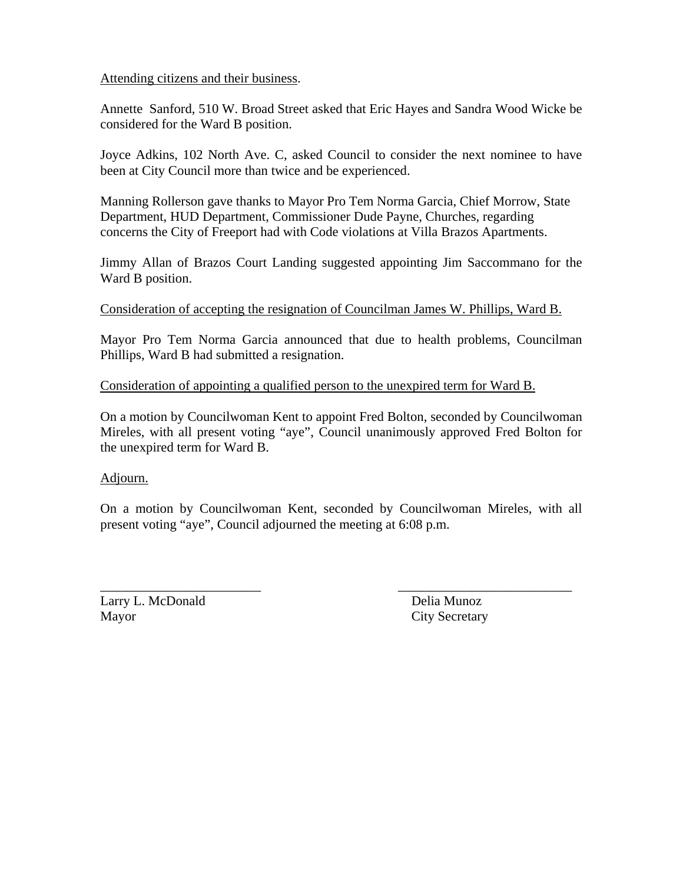Attending citizens and their business.

Annette Sanford, 510 W. Broad Street asked that Eric Hayes and Sandra Wood Wicke be considered for the Ward B position.

Joyce Adkins, 102 North Ave. C, asked Council to consider the next nominee to have been at City Council more than twice and be experienced.

Manning Rollerson gave thanks to Mayor Pro Tem Norma Garcia, Chief Morrow, State Department, HUD Department, Commissioner Dude Payne, Churches, regarding concerns the City of Freeport had with Code violations at Villa Brazos Apartments.

Jimmy Allan of Brazos Court Landing suggested appointing Jim Saccommano for the Ward B position.

Consideration of accepting the resignation of Councilman James W. Phillips, Ward B.

Mayor Pro Tem Norma Garcia announced that due to health problems, Councilman Phillips, Ward B had submitted a resignation.

Consideration of appointing a qualified person to the unexpired term for Ward B.

On a motion by Councilwoman Kent to appoint Fred Bolton, seconded by Councilwoman Mireles, with all present voting "aye", Council unanimously approved Fred Bolton for the unexpired term for Ward B.

Adjourn.

On a motion by Councilwoman Kent, seconded by Councilwoman Mireles, with all present voting "aye", Council adjourned the meeting at 6:08 p.m.

\_\_\_\_\_\_\_\_\_\_\_\_\_\_\_\_\_\_\_\_\_\_\_\_ \_\_\_\_\_\_\_\_\_\_\_\_\_\_\_\_\_\_\_\_\_\_\_\_\_\_

Larry L. McDonald
Mayor

Delia Munoz
City Secretary